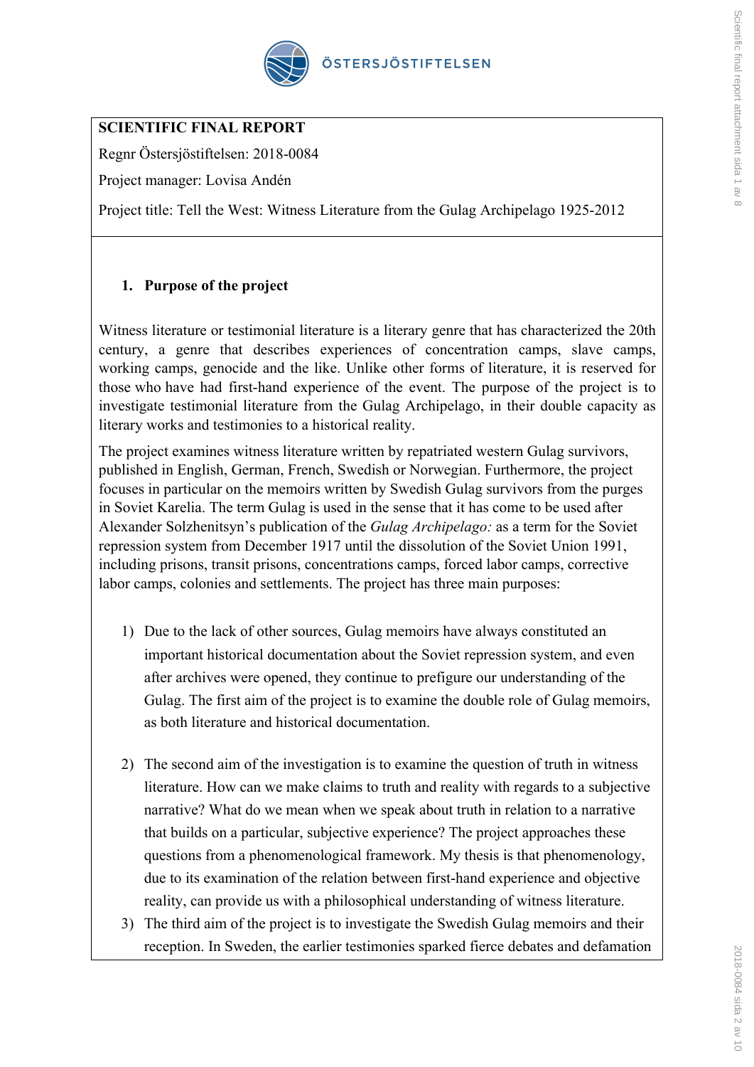**SCIENTIFIC FINAL REPORT**

Regnr Östersjöstiftelsen: 2018-0084

Project manager: Lovisa Andén

Project title: Tell the West: Witness Literature from the Gulag Archipelago 1925-2012

## 1. Purpose of the project

Witness literature or testimonial literature is a literary genre that has characterized the 20th century, a genre that describes experiences of concentration camps, slave camps, working camps, genocide and the like. Unlike other forms of literature, it is reserved for those who have had first-hand experience of the event. The purpose of the project is to investigate testimonial literature from the Gulag Archipelago, in their double capacity as literary works and testimonies to a historical reality.

The project examines witness literature written by repatriated western Gulag survivors, published in English, German, French, Swedish or Norwegian. Furthermore, the project focuses in particular on the memoirs written by Swedish Gulag survivors from the purges in Soviet Karelia. The term Gulag is used in the sense that it has come to be used after Alexander Solzhenitsyn's publication of the *Gulag Archipelago:* as a term for the Soviet repression system from December 1917 until the dissolution of the Soviet Union 1991, including prisons, transit prisons, concentrations camps, forced labor camps, corrective labor camps, colonies and settlements. The project has three main purposes:

1) Due to the lack of other sources, Gulag memoirs have always constituted an important historical documentation about the Soviet repression system, and even after archives were opened, they continue to prefigure our understanding of the Gulag. The first aim of the project is to examine the double role of Gulag memoirs, as both literature and historical documentation.

2) The second aim of the investigation is to examine the question of truth in witness literature. How can we make claims to truth and reality with regards to a subjective narrative? What do we mean when we speak about truth in relation to a narrative that builds on a particular, subjective experience? The project approaches these questions from a phenomenological framework. My thesis is that phenomenology, due to its examination of the relation between first-hand experience and objective reality, can provide us with a philosophical understanding of witness literature.

3) The third aim of the project is to investigate the Swedish Gulag memoirs and their reception. In Sweden, the earlier testimonies sparked fierce debates and defamation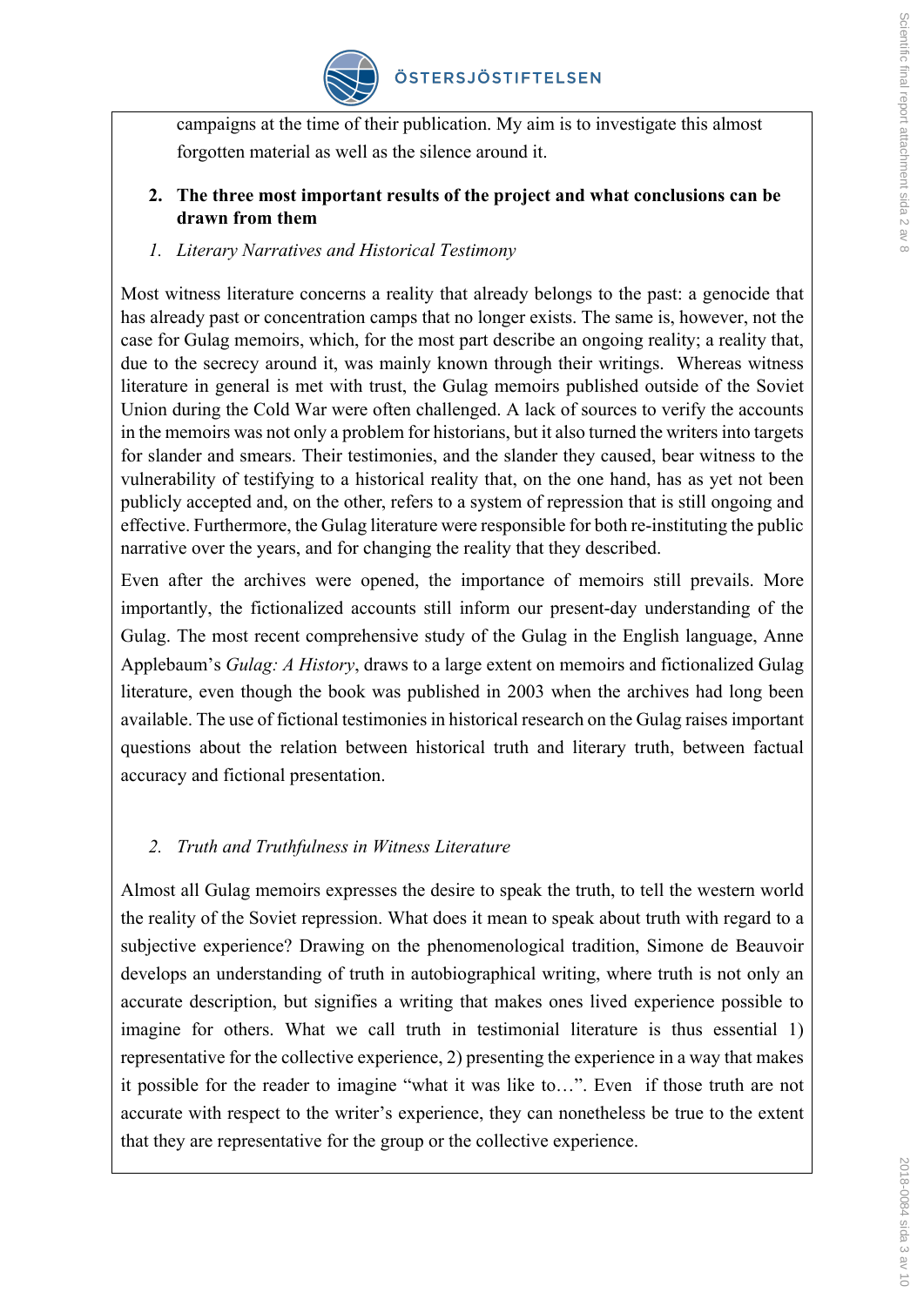campaigns at the time of their publication. My aim is to investigate this almost forgotten material as well as the silence around it.

## 2. The three most important results of the project and what conclusions can be drawn from them

### *1. Literary Narratives and Historical Testimony*

Most witness literature concerns a reality that already belongs to the past: a genocide that has already past or concentration camps that no longer exists. The same is, however, not the case for Gulag memoirs, which, for the most part describe an ongoing reality; a reality that, due to the secrecy around it, was mainly known through their writings. Whereas witness literature in general is met with trust, the Gulag memoirs published outside of the Soviet Union during the Cold War were often challenged. A lack of sources to verify the accounts in the memoirs was not only a problem for historians, but it also turned the writers into targets for slander and smears. Their testimonies, and the slander they caused, bear witness to the vulnerability of testifying to a historical reality that, on the one hand, has as yet not been publicly accepted and, on the other, refers to a system of repression that is still ongoing and effective. Furthermore, the Gulag literature were responsible for both re-instituting the public narrative over the years, and for changing the reality that they described.

Even after the archives were opened, the importance of memoirs still prevails. More importantly, the fictionalized accounts still inform our present-day understanding of the Gulag. The most recent comprehensive study of the Gulag in the English language, Anne Applebaum's *Gulag: A History*, draws to a large extent on memoirs and fictionalized Gulag literature, even though the book was published in 2003 when the archives had long been available. The use of fictional testimonies in historical research on the Gulag raises important questions about the relation between historical truth and literary truth, between factual accuracy and fictional presentation.

### *2. Truth and Truthfulness in Witness Literature*

Almost all Gulag memoirs expresses the desire to speak the truth, to tell the western world the reality of the Soviet repression. What does it mean to speak about truth with regard to a subjective experience? Drawing on the phenomenological tradition, Simone de Beauvoir develops an understanding of truth in autobiographical writing, where truth is not only an accurate description, but signifies a writing that makes ones lived experience possible to imagine for others. What we call truth in testimonial literature is thus essential 1) representative for the collective experience, 2) presenting the experience in a way that makes it possible for the reader to imagine "what it was like to…". Even if those truth are not accurate with respect to the writer's experience, they can nonetheless be true to the extent that they are representative for the group or the collective experience.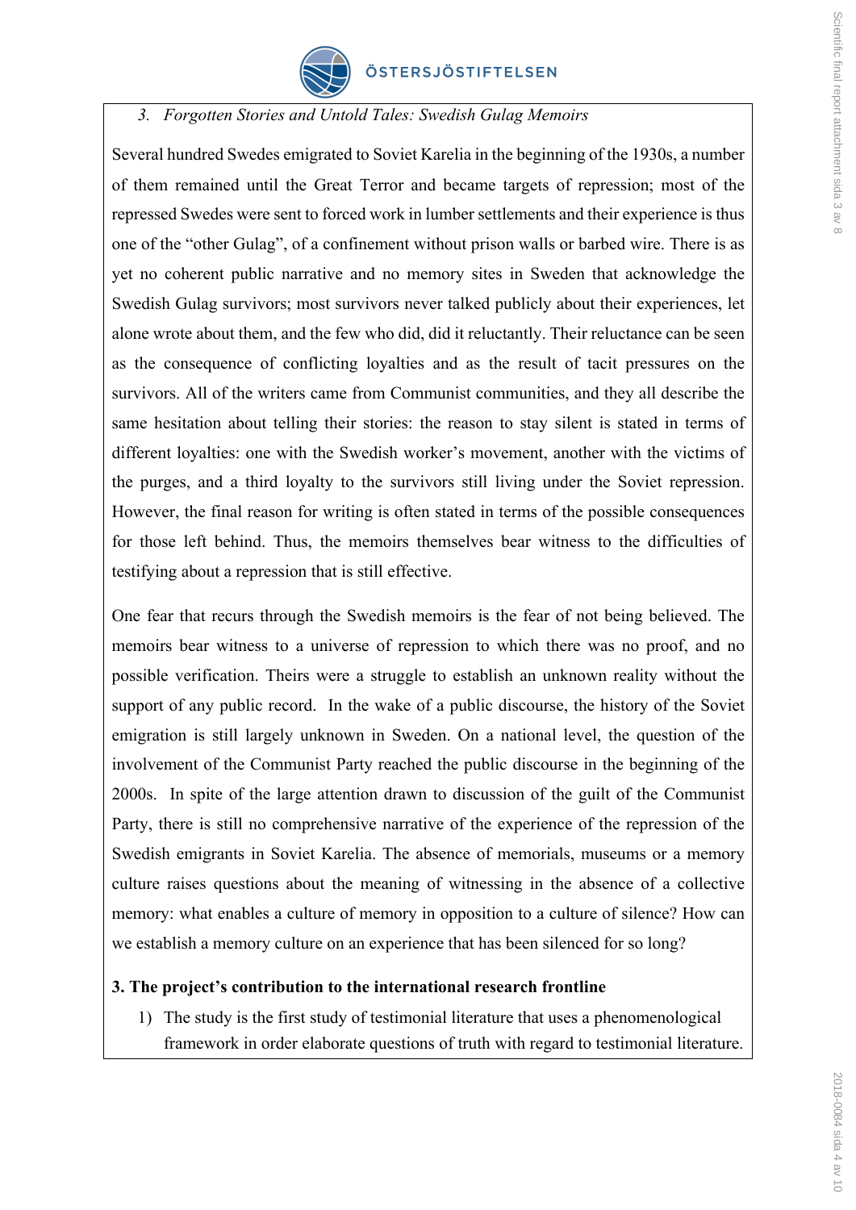3. *Forgotten Stories and Untold Tales: Swedish Gulag Memoirs*

Several hundred Swedes emigrated to Soviet Karelia in the beginning of the 1930s, a number of them remained until the Great Terror and became targets of repression; most of the repressed Swedes were sent to forced work in lumber settlements and their experience is thus one of the "other Gulag", of a confinement without prison walls or barbed wire. There is as yet no coherent public narrative and no memory sites in Sweden that acknowledge the Swedish Gulag survivors; most survivors never talked publicly about their experiences, let alone wrote about them, and the few who did, did it reluctantly. Their reluctance can be seen as the consequence of conflicting loyalties and as the result of tacit pressures on the survivors. All of the writers came from Communist communities, and they all describe the same hesitation about telling their stories: the reason to stay silent is stated in terms of different loyalties: one with the Swedish worker's movement, another with the victims of the purges, and a third loyalty to the survivors still living under the Soviet repression. However, the final reason for writing is often stated in terms of the possible consequences for those left behind. Thus, the memoirs themselves bear witness to the difficulties of testifying about a repression that is still effective.

One fear that recurs through the Swedish memoirs is the fear of not being believed. The memoirs bear witness to a universe of repression to which there was no proof, and no possible verification. Theirs were a struggle to establish an unknown reality without the support of any public record. In the wake of a public discourse, the history of the Soviet emigration is still largely unknown in Sweden. On a national level, the question of the involvement of the Communist Party reached the public discourse in the beginning of the 2000s. In spite of the large attention drawn to discussion of the guilt of the Communist Party, there is still no comprehensive narrative of the experience of the repression of the Swedish emigrants in Soviet Karelia. The absence of memorials, museums or a memory culture raises questions about the meaning of witnessing in the absence of a collective memory: what enables a culture of memory in opposition to a culture of silence? How can we establish a memory culture on an experience that has been silenced for so long?

**3. The project's contribution to the international research frontline**

1) The study is the first study of testimonial literature that uses a phenomenological framework in order elaborate questions of truth with regard to testimonial literature.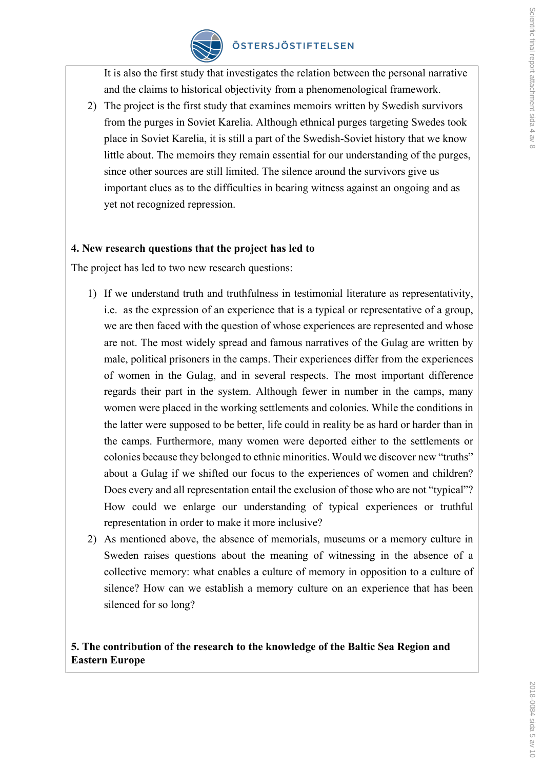It is also the first study that investigates the relation between the personal narrative and the claims to historical objectivity from a phenomenological framework.

2) The project is the first study that examines memoirs written by Swedish survivors from the purges in Soviet Karelia. Although ethnical purges targeting Swedes took place in Soviet Karelia, it is still a part of the Swedish-Soviet history that we know little about. The memoirs they remain essential for our understanding of the purges, since other sources are still limited. The silence around the survivors give us important clues as to the difficulties in bearing witness against an ongoing and as yet not recognized repression.

**4. New research questions that the project has led to**

The project has led to two new research questions:

1) If we understand truth and truthfulness in testimonial literature as representativity, i.e. as the expression of an experience that is a typical or representative of a group, we are then faced with the question of whose experiences are represented and whose are not. The most widely spread and famous narratives of the Gulag are written by male, political prisoners in the camps. Their experiences differ from the experiences of women in the Gulag, and in several respects. The most important difference regards their part in the system. Although fewer in number in the camps, many women were placed in the working settlements and colonies. While the conditions in the latter were supposed to be better, life could in reality be as hard or harder than in the camps. Furthermore, many women were deported either to the settlements or colonies because they belonged to ethnic minorities. Would we discover new "truths" about a Gulag if we shifted our focus to the experiences of women and children? Does every and all representation entail the exclusion of those who are not "typical"? How could we enlarge our understanding of typical experiences or truthful representation in order to make it more inclusive?

2) As mentioned above, the absence of memorials, museums or a memory culture in Sweden raises questions about the meaning of witnessing in the absence of a collective memory: what enables a culture of memory in opposition to a culture of silence? How can we establish a memory culture on an experience that has been silenced for so long?

**5. The contribution of the research to the knowledge of the Baltic Sea Region and Eastern Europe**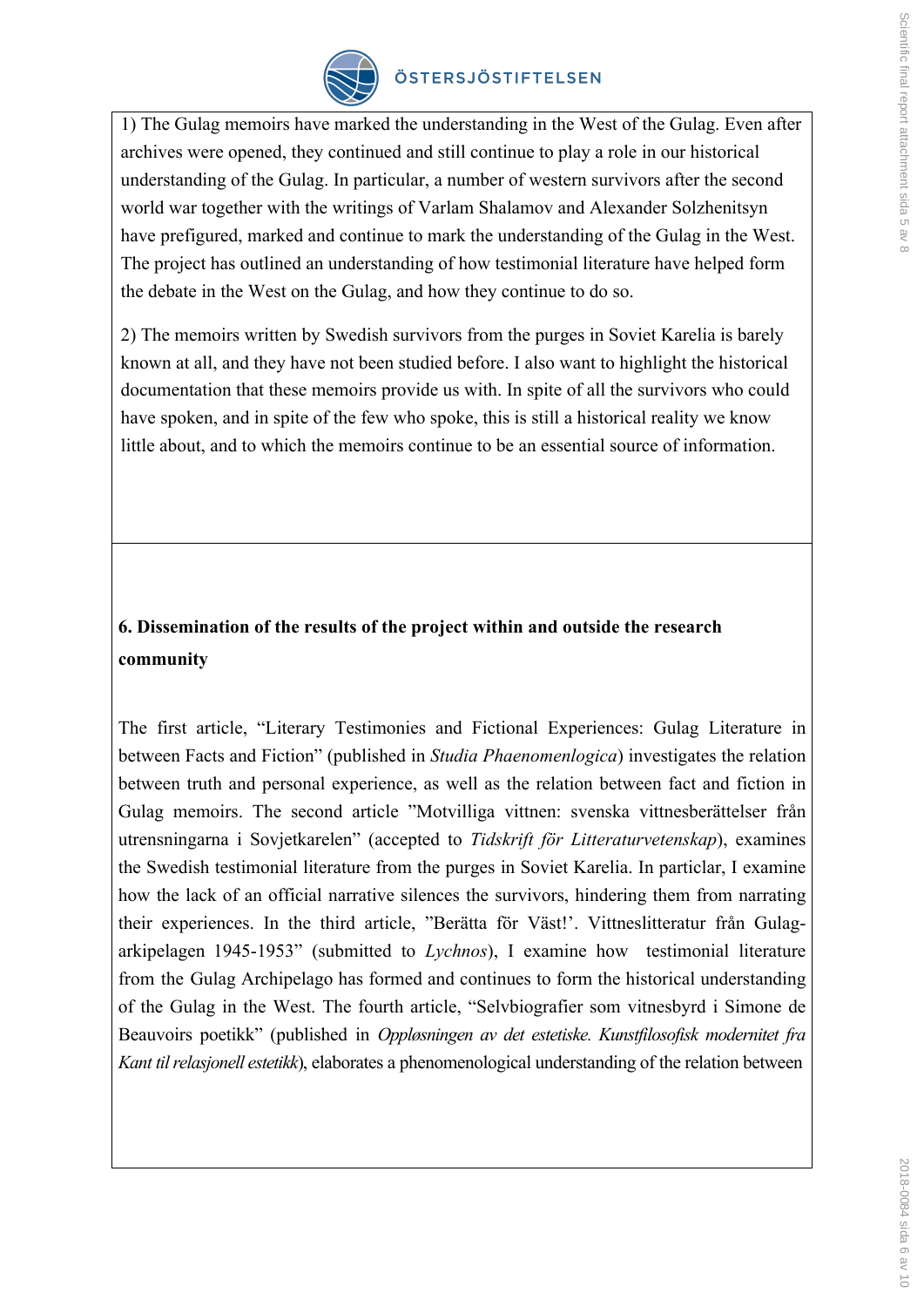1) The Gulag memoirs have marked the understanding in the West of the Gulag. Even after archives were opened, they continued and still continue to play a role in our historical understanding of the Gulag. In particular, a number of western survivors after the second world war together with the writings of Varlam Shalamov and Alexander Solzhenitsyn have prefigured, marked and continue to mark the understanding of the Gulag in the West. The project has outlined an understanding of how testimonial literature have helped form the debate in the West on the Gulag, and how they continue to do so.

2) The memoirs written by Swedish survivors from the purges in Soviet Karelia is barely known at all, and they have not been studied before. I also want to highlight the historical documentation that these memoirs provide us with. In spite of all the survivors who could have spoken, and in spite of the few who spoke, this is still a historical reality we know little about, and to which the memoirs continue to be an essential source of information.

**6. Dissemination of the results of the project within and outside the research community**

The first article, "Literary Testimonies and Fictional Experiences: Gulag Literature in between Facts and Fiction" (published in *Studia Phaenomenlogica*) investigates the relation between truth and personal experience, as well as the relation between fact and fiction in Gulag memoirs. The second article "Motvilliga vittnen: svenska vittnesberättelser från utrensningarna i Sovjetkarelen" (accepted to *Tidskrift för Litteraturvetenskap*), examines the Swedish testimonial literature from the purges in Soviet Karelia. In particlar, I examine how the lack of an official narrative silences the survivors, hindering them from narrating their experiences. In the third article, "Berätta för Väst!'. Vittneslitteratur från Gulag-arkipelagen 1945-1953" (submitted to *Lychnos*), I examine how testimonial literature from the Gulag Archipelago has formed and continues to form the historical understanding of the Gulag in the West. The fourth article, "Selvbiografier som vitnesbyrd i Simone de Beauvoirs poetikk" (published in *Oppløsningen av det estetiske. Kunstfilosofisk modernitet fra Kant til relasjonell estetikk*), elaborates a phenomenological understanding of the relation between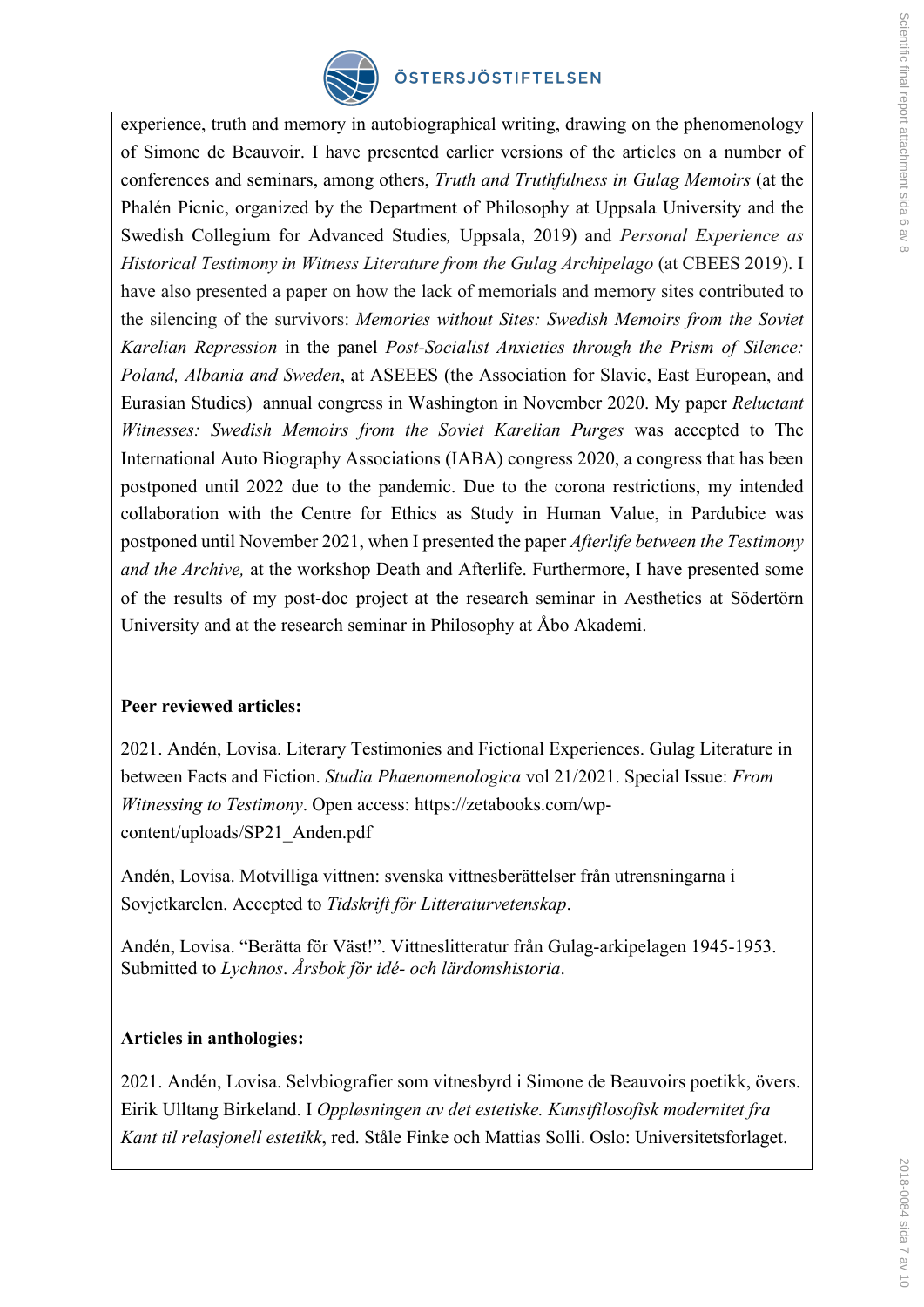experience, truth and memory in autobiographical writing, drawing on the phenomenology of Simone de Beauvoir. I have presented earlier versions of the articles on a number of conferences and seminars, among others, *Truth and Truthfulness in Gulag Memoirs* (at the Phalén Picnic, organized by the Department of Philosophy at Uppsala University and the Swedish Collegium for Advanced Studies, Uppsala, 2019) and *Personal Experience as Historical Testimony in Witness Literature from the Gulag Archipelago* (at CBEES 2019). I have also presented a paper on how the lack of memorials and memory sites contributed to the silencing of the survivors: *Memories without Sites: Swedish Memoirs from the Soviet Karelian Repression* in the panel *Post-Socialist Anxieties through the Prism of Silence: Poland, Albania and Sweden*, at ASEEES (the Association for Slavic, East European, and Eurasian Studies) annual congress in Washington in November 2020. My paper *Reluctant Witnesses: Swedish Memoirs from the Soviet Karelian Purges* was accepted to The International Auto Biography Associations (IABA) congress 2020, a congress that has been postponed until 2022 due to the pandemic. Due to the corona restrictions, my intended collaboration with the Centre for Ethics as Study in Human Value, in Pardubice was postponed until November 2021, when I presented the paper *Afterlife between the Testimony and the Archive,* at the workshop Death and Afterlife. Furthermore, I have presented some of the results of my post-doc project at the research seminar in Aesthetics at Södertörn University and at the research seminar in Philosophy at Åbo Akademi.

**Peer reviewed articles:**

2021. Andén, Lovisa. Literary Testimonies and Fictional Experiences. Gulag Literature in between Facts and Fiction. *Studia Phaenomenologica* vol 21/2021. Special Issue: *From Witnessing to Testimony*. Open access: https://zetabooks.com/wp-content/uploads/SP21_Anden.pdf

Andén, Lovisa. Motvilliga vittnen: svenska vittnesberättelser från utrensningarna i Sovjetkarelen. Accepted to *Tidskrift för Litteraturvetenskap*.

Andén, Lovisa. "Berätta för Väst!". Vittneslitteratur från Gulag-arkipelagen 1945-1953. Submitted to *Lychnos*. *Årsbok för idé- och lärdomshistoria*.

**Articles in anthologies:**

2021. Andén, Lovisa. Selvbiografier som vitnesbyrd i Simone de Beauvoirs poetikk, övers. Eirik Ulltang Birkeland. I *Oppløsningen av det estetiske. Kunstfilosofisk modernitet fra Kant til relasjonell estetikk*, red. Ståle Finke och Mattias Solli. Oslo: Universitetsforlaget.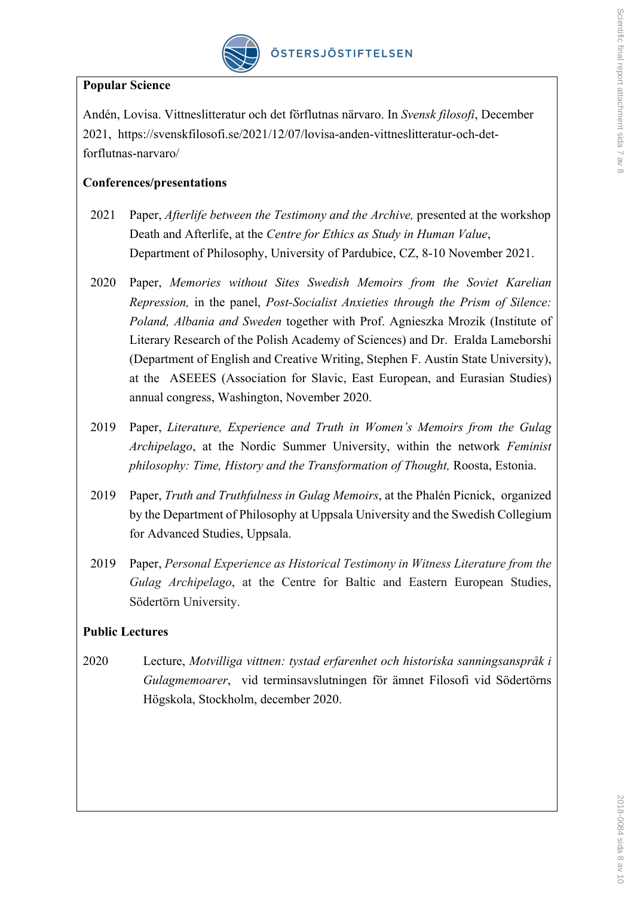**Popular Science**

Andén, Lovisa. Vittneslitteratur och det förflutnas närvaro. In *Svensk filosofi*, December 2021, https://svenskfilosofi.se/2021/12/07/lovisa-anden-vittneslitteratur-och-det-forflutnas-narvaro/

**Conferences/presentations**

2021 Paper, *Afterlife between the Testimony and the Archive,* presented at the workshop Death and Afterlife, at the *Centre for Ethics as Study in Human Value*, Department of Philosophy, University of Pardubice, CZ, 8-10 November 2021.

2020 Paper, *Memories without Sites Swedish Memoirs from the Soviet Karelian Repression,* in the panel, *Post-Socialist Anxieties through the Prism of Silence: Poland, Albania and Sweden* together with Prof. Agnieszka Mrozik (Institute of Literary Research of the Polish Academy of Sciences) and Dr. Eralda Lameborshi (Department of English and Creative Writing, Stephen F. Austin State University), at the ASEEES (Association for Slavic, East European, and Eurasian Studies) annual congress, Washington, November 2020.

2019 Paper, *Literature, Experience and Truth in Women's Memoirs from the Gulag Archipelago*, at the Nordic Summer University, within the network *Feminist philosophy: Time, History and the Transformation of Thought,* Roosta, Estonia.

2019 Paper, *Truth and Truthfulness in Gulag Memoirs*, at the Phalén Picnick, organized by the Department of Philosophy at Uppsala University and the Swedish Collegium for Advanced Studies, Uppsala.

2019 Paper, *Personal Experience as Historical Testimony in Witness Literature from the Gulag Archipelago*, at the Centre for Baltic and Eastern European Studies, Södertörn University.

**Public Lectures**

2020 Lecture, *Motvilliga vittnen: tystad erfarenhet och historiska sanningsanspråk i Gulagmemoarer*, vid terminsavslutningen för ämnet Filosofi vid Södertörns Högskola, Stockholm, december 2020.